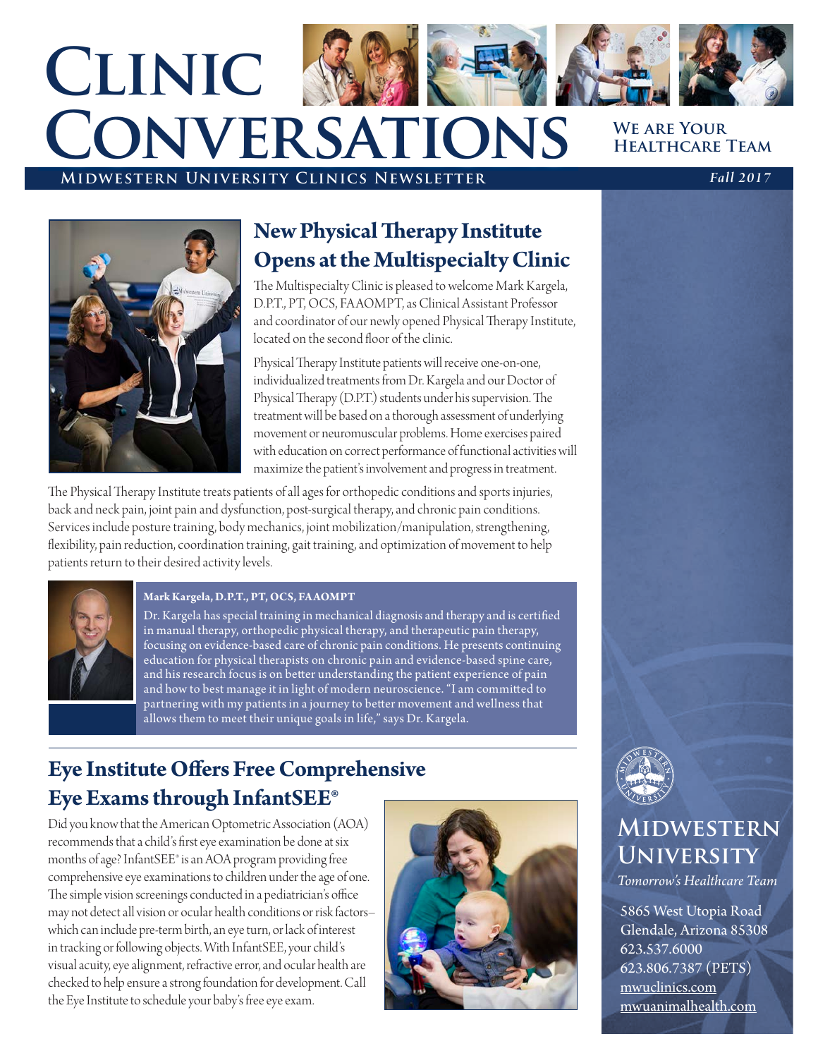# Clinic Conversations

**Midwestern University Clinics Newsletter**

*Fall 2017*

**We are Your Healthcare Team**

## New Physical Therapy Institute Opens at the Multispecialty Clinic

The Multispecialty Clinic is pleased to welcome Mark Kargela, D.P.T., PT, OCS, FAAOMPT, as Clinical Assistant Professor and coordinator of our newly opened Physical Therapy Institute, located on the second floor of the clinic.

Physical Therapy Institute patients will receive one-on-one, individualized treatments from Dr. Kargela and our Doctor of Physical Therapy (D.P.T.) students under his supervision. The treatment will be based on a thorough assessment of underlying movement or neuromuscular problems. Home exercises paired with education on correct performance of functional activities will maximize the patient's involvement and progress in treatment.

The Physical Therapy Institute treats patients of all ages for orthopedic conditions and sports injuries, back and neck pain, joint pain and dysfunction, post-surgical therapy, and chronic pain conditions. Services include posture training, body mechanics, joint mobilization/manipulation, strengthening, flexibility, pain reduction, coordination training, gait training, and optimization of movement to help patients return to their desired activity levels.

**Mark Kargela, D.P.T., PT, OCS, FAAOMPT**

Dr. Kargela has special training in mechanical diagnosis and therapy and is certified in manual therapy, orthopedic physical therapy, and therapeutic pain therapy, focusing on evidence-based care of chronic pain conditions. He presents continuing education for physical therapists on chronic pain and evidence-based spine care, and his research focus is on better understanding the patient experience of pain and how to best manage it in light of modern neuroscience. "I am committed to partnering with my patients in a journey to better movement and wellness that allows them to meet their unique goals in life," says Dr. Kargela.

## Eye Institute Offers Free Comprehensive Eye Exams through InfantSEE®

Did you know that the American Optometric Association (AOA) recommends that a child's first eye examination be done at six months of age? InfantSEE® is an AOA program providing free comprehensive eye examinations to children under the age of one. The simple vision screenings conducted in a pediatrician's office may not detect all vision or ocular health conditions or risk factors– which can include pre-term birth, an eye turn, or lack of interest in tracking or following objects. With InfantSEE, your child's visual acuity, eye alignment, refractive error, and ocular health are checked to help ensure a strong foundation for development. Call the Eye Institute to schedule your baby's free eye exam.

**Midwestern University**

*Tomorrow's Healthcare Team*

5865 West Utopia Road
Glendale, Arizona 85308
623.537.6000
623.806.7387 (PETS)
mwuclinics.com
mwuanimalhealth.com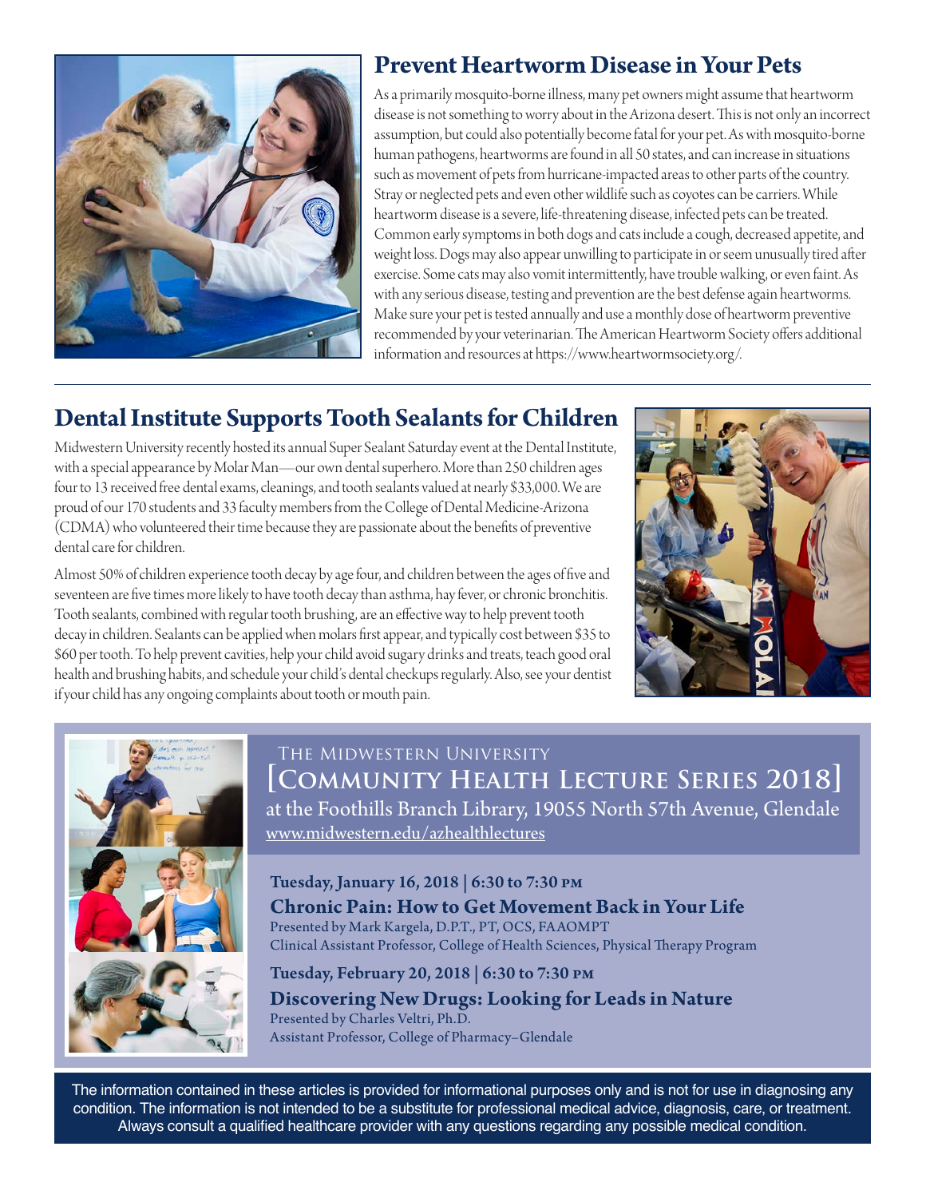## Prevent Heartworm Disease in Your Pets

As a primarily mosquito-borne illness, many pet owners might assume that heartworm disease is not something to worry about in the Arizona desert. This is not only an incorrect assumption, but could also potentially become fatal for your pet. As with mosquito-borne human pathogens, heartworms are found in all 50 states, and can increase in situations such as movement of pets from hurricane-impacted areas to other parts of the country. Stray or neglected pets and even other wildlife such as coyotes can be carriers. While heartworm disease is a severe, life-threatening disease, infected pets can be treated. Common early symptoms in both dogs and cats include a cough, decreased appetite, and weight loss. Dogs may also appear unwilling to participate in or seem unusually tired after exercise. Some cats may also vomit intermittently, have trouble walking, or even faint. As with any serious disease, testing and prevention are the best defense again heartworms. Make sure your pet is tested annually and use a monthly dose of heartworm preventive recommended by your veterinarian. The American Heartworm Society offers additional information and resources at https://www.heartwormsociety.org/.

---

## Dental Institute Supports Tooth Sealants for Children

Midwestern University recently hosted its annual Super Sealant Saturday event at the Dental Institute, with a special appearance by Molar Man—our own dental superhero. More than 250 children ages four to 13 received free dental exams, cleanings, and tooth sealants valued at nearly $33,000. We are proud of our 170 students and 33 faculty members from the College of Dental Medicine-Arizona (CDMA) who volunteered their time because they are passionate about the benefits of preventive dental care for children.

Almost 50% of children experience tooth decay by age four, and children between the ages of five and seventeen are five times more likely to have tooth decay than asthma, hay fever, or chronic bronchitis. Tooth sealants, combined with regular tooth brushing, are an effective way to help prevent tooth decay in children. Sealants can be applied when molars first appear, and typically cost between $35 to $60 per tooth. To help prevent cavities, help your child avoid sugary drinks and treats, teach good oral health and brushing habits, and schedule your child's dental checkups regularly. Also, see your dentist if your child has any ongoing complaints about tooth or mouth pain.

The Midwestern University

## [Community Health Lecture Series 2018]

at the Foothills Branch Library, 19055 North 57th Avenue, Glendale
www.midwestern.edu/azhealthlectures

**Tuesday, January 16, 2018 | 6:30 to 7:30 PM**

**Chronic Pain: How to Get Movement Back in Your Life**
Presented by Mark Kargela, D.P.T., PT, OCS, FAAOMPT
Clinical Assistant Professor, College of Health Sciences, Physical Therapy Program

**Tuesday, February 20, 2018 | 6:30 to 7:30 PM**

**Discovering New Drugs: Looking for Leads in Nature**
Presented by Charles Veltri, Ph.D.
Assistant Professor, College of Pharmacy–Glendale

The information contained in these articles is provided for informational purposes only and is not for use in diagnosing any condition. The information is not intended to be a substitute for professional medical advice, diagnosis, care, or treatment. Always consult a qualified healthcare provider with any questions regarding any possible medical condition.